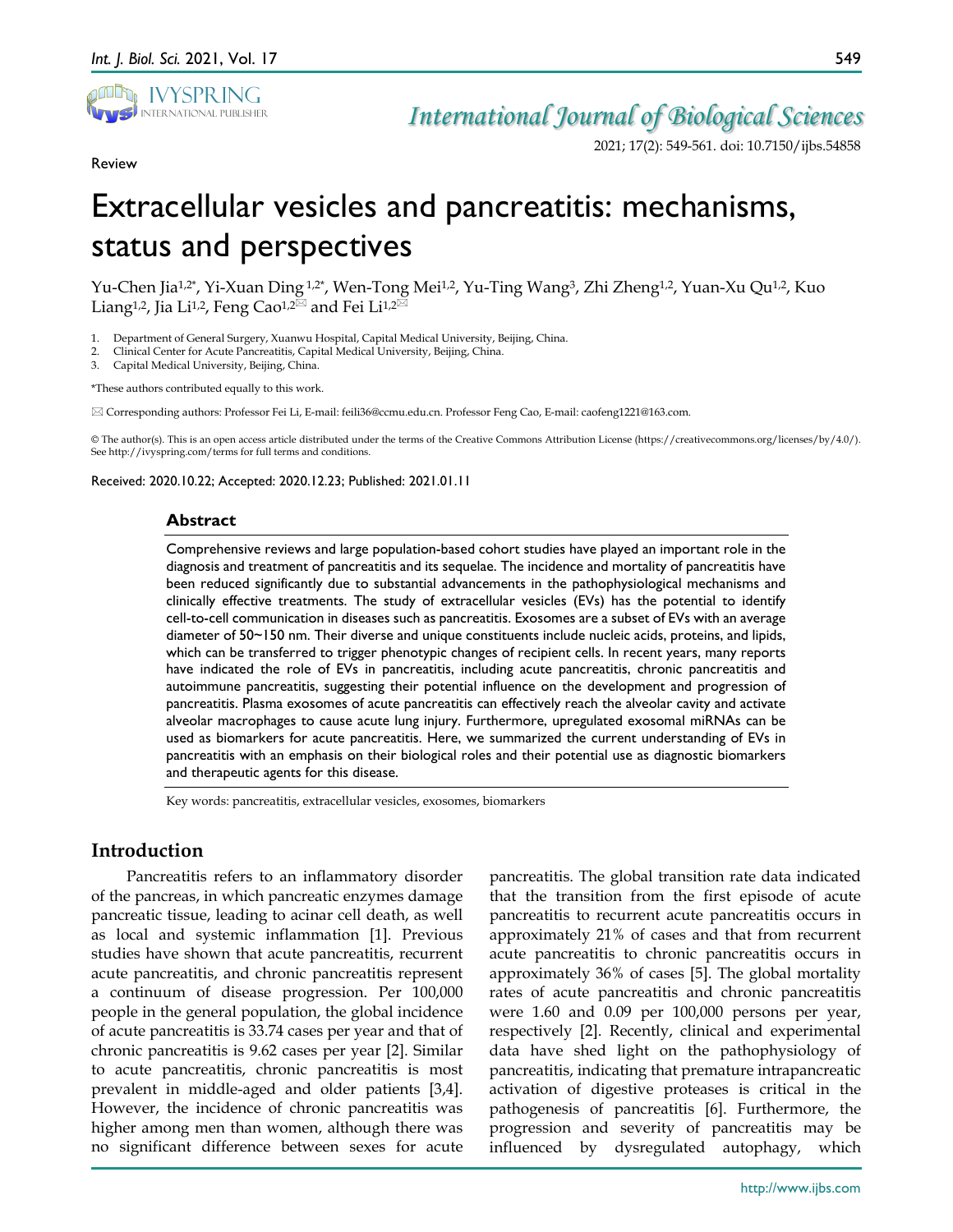Review

# Extracellular vesicles and pancreatitis: mechanisms, status and perspectives

Yu-Chen Jia[1,2*], Yi-Xuan Ding[1,2*], Wen-Tong Mei[1,2], Yu-Ting Wang[3], Zhi Zheng[1,2], Yuan-Xu Qu[1,2], Kuo Liang[1,2], Jia Li[1,2], Feng Cao[1,2]✉ and Fei Li[1,2]✉

1. Department of General Surgery, Xuanwu Hospital, Capital Medical University, Beijing, China.
2. Clinical Center for Acute Pancreatitis, Capital Medical University, Beijing, China.
3. Capital Medical University, Beijing, China.

*These authors contributed equally to this work.

✉ Corresponding authors: Professor Fei Li, E-mail: feili36@ccmu.edu.cn. Professor Feng Cao, E-mail: caofeng1221@163.com.

© The author(s). This is an open access article distributed under the terms of the Creative Commons Attribution License (https://creativecommons.org/licenses/by/4.0/). See http://ivyspring.com/terms for full terms and conditions.

Received: 2020.10.22; Accepted: 2020.12.23; Published: 2021.01.11

## Abstract

Comprehensive reviews and large population-based cohort studies have played an important role in the diagnosis and treatment of pancreatitis and its sequelae. The incidence and mortality of pancreatitis have been reduced significantly due to substantial advancements in the pathophysiological mechanisms and clinically effective treatments. The study of extracellular vesicles (EVs) has the potential to identify cell-to-cell communication in diseases such as pancreatitis. Exosomes are a subset of EVs with an average diameter of 50~150 nm. Their diverse and unique constituents include nucleic acids, proteins, and lipids, which can be transferred to trigger phenotypic changes of recipient cells. In recent years, many reports have indicated the role of EVs in pancreatitis, including acute pancreatitis, chronic pancreatitis and autoimmune pancreatitis, suggesting their potential influence on the development and progression of pancreatitis. Plasma exosomes of acute pancreatitis can effectively reach the alveolar cavity and activate alveolar macrophages to cause acute lung injury. Furthermore, upregulated exosomal miRNAs can be used as biomarkers for acute pancreatitis. Here, we summarized the current understanding of EVs in pancreatitis with an emphasis on their biological roles and their potential use as diagnostic biomarkers and therapeutic agents for this disease.

Key words: pancreatitis, extracellular vesicles, exosomes, biomarkers

## Introduction

Pancreatitis refers to an inflammatory disorder of the pancreas, in which pancreatic enzymes damage pancreatic tissue, leading to acinar cell death, as well as local and systemic inflammation [1]. Previous studies have shown that acute pancreatitis, recurrent acute pancreatitis, and chronic pancreatitis represent a continuum of disease progression. Per 100,000 people in the general population, the global incidence of acute pancreatitis is 33.74 cases per year and that of chronic pancreatitis is 9.62 cases per year [2]. Similar to acute pancreatitis, chronic pancreatitis is most prevalent in middle-aged and older patients [3,4]. However, the incidence of chronic pancreatitis was higher among men than women, although there was no significant difference between sexes for acute pancreatitis. The global transition rate data indicated that the transition from the first episode of acute pancreatitis to recurrent acute pancreatitis occurs in approximately 21% of cases and that from recurrent acute pancreatitis to chronic pancreatitis occurs in approximately 36% of cases [5]. The global mortality rates of acute pancreatitis and chronic pancreatitis were 1.60 and 0.09 per 100,000 persons per year, respectively [2]. Recently, clinical and experimental data have shed light on the pathophysiology of pancreatitis, indicating that premature intrapancreatic activation of digestive proteases is critical in the pathogenesis of pancreatitis [6]. Furthermore, the progression and severity of pancreatitis may be influenced by dysregulated autophagy, which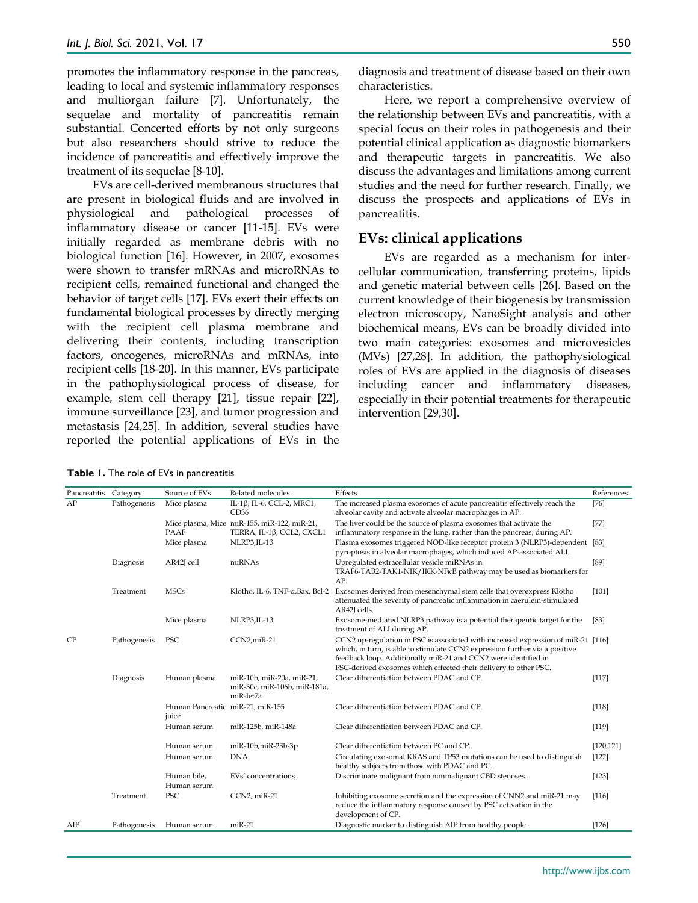promotes the inflammatory response in the pancreas, leading to local and systemic inflammatory responses and multiorgan failure [7]. Unfortunately, the sequelae and mortality of pancreatitis remain substantial. Concerted efforts by not only surgeons but also researchers should strive to reduce the incidence of pancreatitis and effectively improve the treatment of its sequelae [8-10].

EVs are cell-derived membranous structures that are present in biological fluids and are involved in physiological and pathological processes of inflammatory disease or cancer [11-15]. EVs were initially regarded as membrane debris with no biological function [16]. However, in 2007, exosomes were shown to transfer mRNAs and microRNAs to recipient cells, remained functional and changed the behavior of target cells [17]. EVs exert their effects on fundamental biological processes by directly merging with the recipient cell plasma membrane and delivering their contents, including transcription factors, oncogenes, microRNAs and mRNAs, into recipient cells [18-20]. In this manner, EVs participate in the pathophysiological process of disease, for example, stem cell therapy [21], tissue repair [22], immune surveillance [23], and tumor progression and metastasis [24,25]. In addition, several studies have reported the potential applications of EVs in the diagnosis and treatment of disease based on their own characteristics.

Here, we report a comprehensive overview of the relationship between EVs and pancreatitis, with a special focus on their roles in pathogenesis and their potential clinical application as diagnostic biomarkers and therapeutic targets in pancreatitis. We also discuss the advantages and limitations among current studies and the need for further research. Finally, we discuss the prospects and applications of EVs in pancreatitis.

## EVs: clinical applications

EVs are regarded as a mechanism for inter-cellular communication, transferring proteins, lipids and genetic material between cells [26]. Based on the current knowledge of their biogenesis by transmission electron microscopy, NanoSight analysis and other biochemical means, EVs can be broadly divided into two main categories: exosomes and microvesicles (MVs) [27,28]. In addition, the pathophysiological roles of EVs are applied in the diagnosis of diseases including cancer and inflammatory diseases, especially in their potential treatments for therapeutic intervention [29,30].

**Table 1.** The role of EVs in pancreatitis

| Pancreatitis | Category | Source of EVs | Related molecules | Effects | References |
|---|---|---|---|---|---|
| AP | Pathogenesis | Mice plasma | IL-1β, IL-6, CCL-2, MRC1, CD36 | The increased plasma exosomes of acute pancreatitis effectively reach the alveolar cavity and activate alveolar macrophages in AP. | [76] |
| | | Mice plasma, Mice PAAF | miR-155, miR-122, miR-21, TERRA, IL-1β, CCL2, CXCL1 | The liver could be the source of plasma exosomes that activate the inflammatory response in the lung, rather than the pancreas, during AP. | [77] |
| | | Mice plasma | NLRP3,IL-1β | Plasma exosomes triggered NOD-like receptor protein 3 (NLRP3)-dependent pyroptosis in alveolar macrophages, which induced AP-associated ALI. | [83] |
| | Diagnosis | AR42J cell | miRNAs | Upregulated extracellular vesicle miRNAs in TRAF6-TAB2-TAK1-NIK/IKK-NFκB pathway may be used as biomarkers for AP. | [89] |
| | Treatment | MSCs | Klotho, IL-6, TNF-α,Bax, Bcl-2 | Exosomes derived from mesenchymal stem cells that overexpress Klotho attenuated the severity of pancreatic inflammation in caerulein-stimulated AR42J cells. | [101] |
| | | Mice plasma | NLRP3,IL-1β | Exosome-mediated NLRP3 pathway is a potential therapeutic target for the treatment of ALI during AP. | [83] |
| CP | Pathogenesis | PSC | CCN2,miR-21 | CCN2 up-regulation in PSC is associated with increased expression of miR-21 which, in turn, is able to stimulate CCN2 expression further via a positive feedback loop. Additionally miR-21 and CCN2 were identified in PSC-derived exosomes which effected their delivery to other PSC. | [116] |
| | Diagnosis | Human plasma | miR-10b, miR-20a, miR-21, miR-30c, miR-106b, miR-181a, miR-let7a | Clear differentiation between PDAC and CP. | [117] |
| | | Human Pancreatic juice | miR-21, miR-155 | Clear differentiation between PDAC and CP. | [118] |
| | | Human serum | miR-125b, miR-148a | Clear differentiation between PDAC and CP. | [119] |
| | | Human serum | miR-10b,miR-23b-3p | Clear differentiation between PC and CP. | [120,121] |
| | | Human serum | DNA | Circulating exosomal KRAS and TP53 mutations can be used to distinguish healthy subjects from those with PDAC and PC. | [122] |
| | | Human bile, Human serum | EVs' concentrations | Discriminate malignant from nonmalignant CBD stenoses. | [123] |
| | Treatment | PSC | CCN2, miR-21 | Inhibiting exosome secretion and the expression of CNN2 and miR-21 may reduce the inflammatory response caused by PSC activation in the development of CP. | [116] |
| AIP | Pathogenesis | Human serum | miR-21 | Diagnostic marker to distinguish AIP from healthy people. | [126] |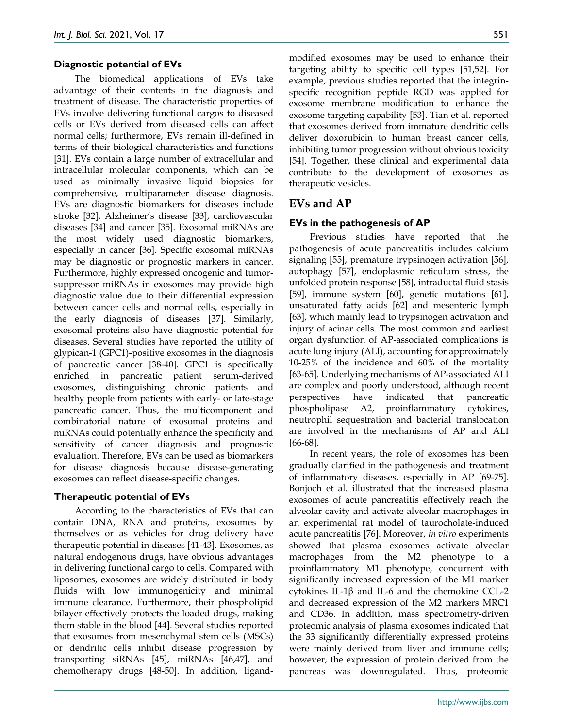### Diagnostic potential of EVs

The biomedical applications of EVs take advantage of their contents in the diagnosis and treatment of disease. The characteristic properties of EVs involve delivering functional cargos to diseased cells or EVs derived from diseased cells can affect normal cells; furthermore, EVs remain ill-defined in terms of their biological characteristics and functions [31]. EVs contain a large number of extracellular and intracellular molecular components, which can be used as minimally invasive liquid biopsies for comprehensive, multiparameter disease diagnosis. EVs are diagnostic biomarkers for diseases include stroke [32], Alzheimer's disease [33], cardiovascular diseases [34] and cancer [35]. Exosomal miRNAs are the most widely used diagnostic biomarkers, especially in cancer [36]. Specific exosomal miRNAs may be diagnostic or prognostic markers in cancer. Furthermore, highly expressed oncogenic and tumor-suppressor miRNAs in exosomes may provide high diagnostic value due to their differential expression between cancer cells and normal cells, especially in the early diagnosis of diseases [37]. Similarly, exosomal proteins also have diagnostic potential for diseases. Several studies have reported the utility of glypican-1 (GPC1)-positive exosomes in the diagnosis of pancreatic cancer [38-40]. GPC1 is specifically enriched in pancreatic patient serum-derived exosomes, distinguishing chronic patients and healthy people from patients with early- or late-stage pancreatic cancer. Thus, the multicomponent and combinatorial nature of exosomal proteins and miRNAs could potentially enhance the specificity and sensitivity of cancer diagnosis and prognostic evaluation. Therefore, EVs can be used as biomarkers for disease diagnosis because disease-generating exosomes can reflect disease-specific changes.

### Therapeutic potential of EVs

According to the characteristics of EVs that can contain DNA, RNA and proteins, exosomes by themselves or as vehicles for drug delivery have therapeutic potential in diseases [41-43]. Exosomes, as natural endogenous drugs, have obvious advantages in delivering functional cargo to cells. Compared with liposomes, exosomes are widely distributed in body fluids with low immunogenicity and minimal immune clearance. Furthermore, their phospholipid bilayer effectively protects the loaded drugs, making them stable in the blood [44]. Several studies reported that exosomes from mesenchymal stem cells (MSCs) or dendritic cells inhibit disease progression by transporting siRNAs [45], miRNAs [46,47], and chemotherapy drugs [48-50]. In addition, ligand-modified exosomes may be used to enhance their targeting ability to specific cell types [51,52]. For example, previous studies reported that the integrin-specific recognition peptide RGD was applied for exosome membrane modification to enhance the exosome targeting capability [53]. Tian et al. reported that exosomes derived from immature dendritic cells deliver doxorubicin to human breast cancer cells, inhibiting tumor progression without obvious toxicity [54]. Together, these clinical and experimental data contribute to the development of exosomes as therapeutic vesicles.

## EVs and AP

### EVs in the pathogenesis of AP

Previous studies have reported that the pathogenesis of acute pancreatitis includes calcium signaling [55], premature trypsinogen activation [56], autophagy [57], endoplasmic reticulum stress, the unfolded protein response [58], intraductal fluid stasis [59], immune system [60], genetic mutations [61], unsaturated fatty acids [62] and mesenteric lymph [63], which mainly lead to trypsinogen activation and injury of acinar cells. The most common and earliest organ dysfunction of AP-associated complications is acute lung injury (ALI), accounting for approximately 10-25% of the incidence and 60% of the mortality [63-65]. Underlying mechanisms of AP-associated ALI are complex and poorly understood, although recent perspectives have indicated that pancreatic phospholipase A2, proinflammatory cytokines, neutrophil sequestration and bacterial translocation are involved in the mechanisms of AP and ALI [66-68].

In recent years, the role of exosomes has been gradually clarified in the pathogenesis and treatment of inflammatory diseases, especially in AP [69-75]. Bonjoch et al. illustrated that the increased plasma exosomes of acute pancreatitis effectively reach the alveolar cavity and activate alveolar macrophages in an experimental rat model of taurocholate-induced acute pancreatitis [76]. Moreover, *in vitro* experiments showed that plasma exosomes activate alveolar macrophages from the M2 phenotype to a proinflammatory M1 phenotype, concurrent with significantly increased expression of the M1 marker cytokines IL-1β and IL-6 and the chemokine CCL-2 and decreased expression of the M2 markers MRC1 and CD36. In addition, mass spectrometry-driven proteomic analysis of plasma exosomes indicated that the 33 significantly differentially expressed proteins were mainly derived from liver and immune cells; however, the expression of protein derived from the pancreas was downregulated. Thus, proteomic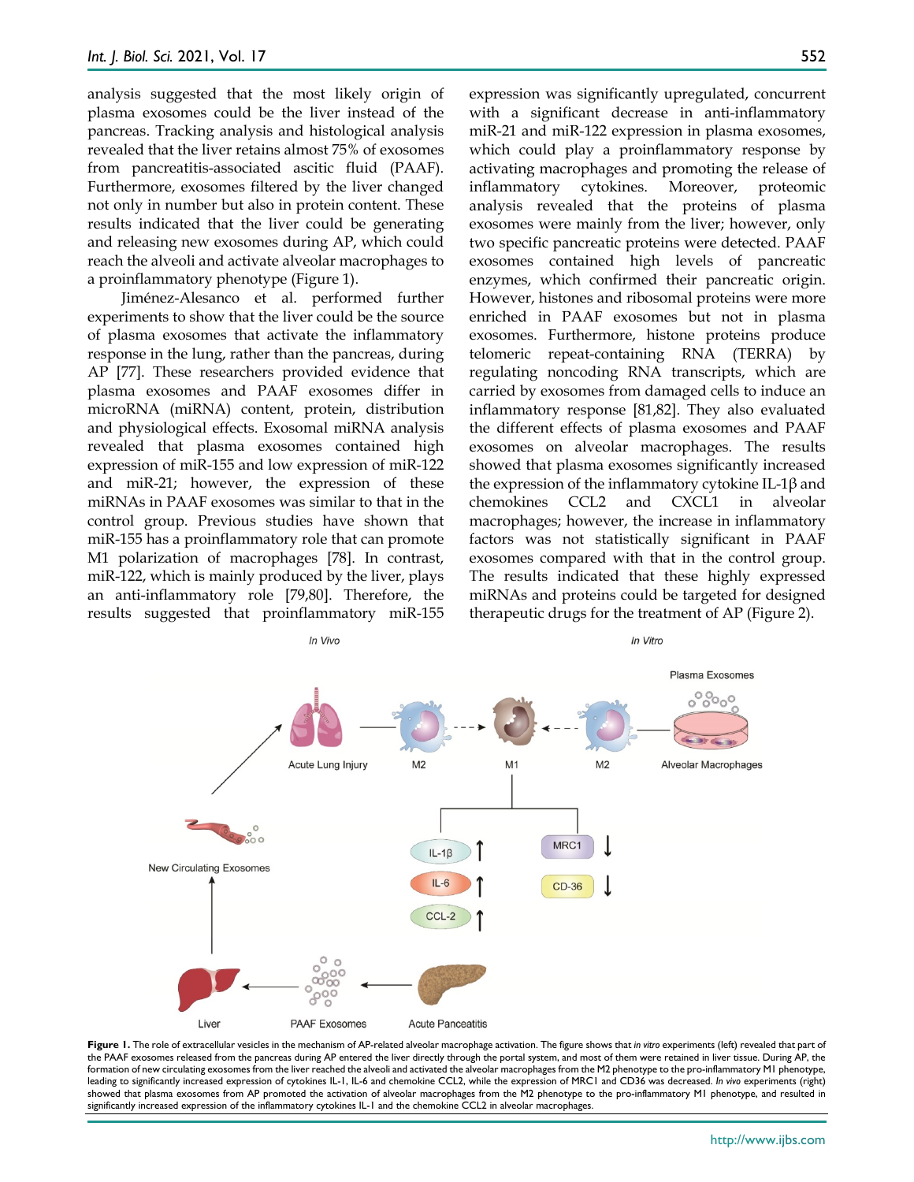analysis suggested that the most likely origin of plasma exosomes could be the liver instead of the pancreas. Tracking analysis and histological analysis revealed that the liver retains almost 75% of exosomes from pancreatitis-associated ascitic fluid (PAAF). Furthermore, exosomes filtered by the liver changed not only in number but also in protein content. These results indicated that the liver could be generating and releasing new exosomes during AP, which could reach the alveoli and activate alveolar macrophages to a proinflammatory phenotype (Figure 1).

Jiménez-Alesanco et al. performed further experiments to show that the liver could be the source of plasma exosomes that activate the inflammatory response in the lung, rather than the pancreas, during AP [77]. These researchers provided evidence that plasma exosomes and PAAF exosomes differ in microRNA (miRNA) content, protein, distribution and physiological effects. Exosomal miRNA analysis revealed that plasma exosomes contained high expression of miR-155 and low expression of miR-122 and miR-21; however, the expression of these miRNAs in PAAF exosomes was similar to that in the control group. Previous studies have shown that miR-155 has a proinflammatory role that can promote M1 polarization of macrophages [78]. In contrast, miR-122, which is mainly produced by the liver, plays an anti-inflammatory role [79,80]. Therefore, the results suggested that proinflammatory miR-155 expression was significantly upregulated, concurrent with a significant decrease in anti-inflammatory miR-21 and miR-122 expression in plasma exosomes, which could play a proinflammatory response by activating macrophages and promoting the release of inflammatory cytokines. Moreover, proteomic analysis revealed that the proteins of plasma exosomes were mainly from the liver; however, only two specific pancreatic proteins were detected. PAAF exosomes contained high levels of pancreatic enzymes, which confirmed their pancreatic origin. However, histones and ribosomal proteins were more enriched in PAAF exosomes but not in plasma exosomes. Furthermore, histone proteins produce telomeric repeat-containing RNA (TERRA) by regulating noncoding RNA transcripts, which are carried by exosomes from damaged cells to induce an inflammatory response [81,82]. They also evaluated the different effects of plasma exosomes and PAAF exosomes on alveolar macrophages. The results showed that plasma exosomes significantly increased the expression of the inflammatory cytokine IL-1β and chemokines CCL2 and CXCL1 in alveolar macrophages; however, the increase in inflammatory factors was not statistically significant in PAAF exosomes compared with that in the control group. The results indicated that these highly expressed miRNAs and proteins could be targeted for designed therapeutic drugs for the treatment of AP (Figure 2).

**Figure 1.** The role of extracellular vesicles in the mechanism of AP-related alveolar macrophage activation. The figure shows that *in vitro* experiments (left) revealed that part of the PAAF exosomes released from the pancreas during AP entered the liver directly through the portal system, and most of them were retained in liver tissue. During AP, the formation of new circulating exosomes from the liver reached the alveoli and activated the alveolar macrophages from the M2 phenotype to the pro-inflammatory M1 phenotype, leading to significantly increased expression of cytokines IL-1, IL-6 and chemokine CCL2, while the expression of MRC1 and CD36 was decreased. *In vivo* experiments (right) showed that plasma exosomes from AP promoted the activation of alveolar macrophages from the M2 phenotype to the pro-inflammatory M1 phenotype, and resulted in significantly increased expression of the inflammatory cytokines IL-1 and the chemokine CCL2 in alveolar macrophages.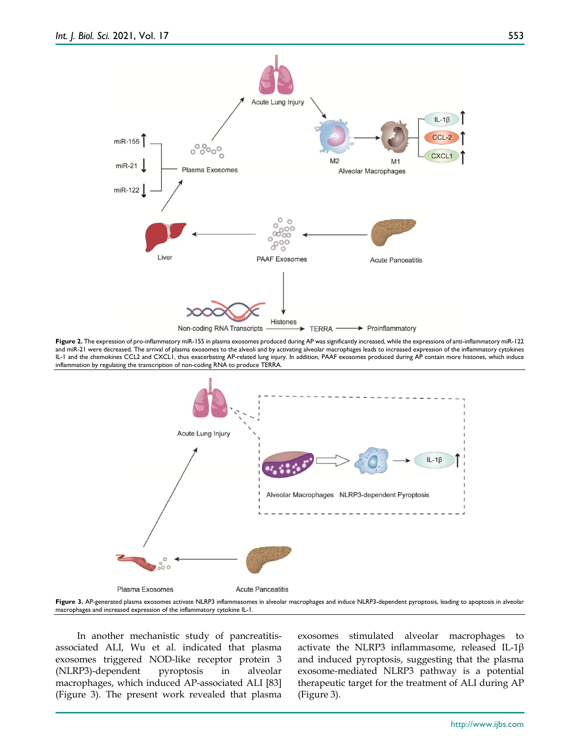**Figure 2.** The expression of pro-inflammatory miR-155 in plasma exosomes produced during AP was significantly increased, while the expressions of anti-inflammatory miR-122 and miR-21 were decreased. The arrival of plasma exosomes to the alveoli and by activating alveolar macrophages leads to increased expression of the inflammatory cytokines IL-1 and the chemokines CCL2 and CXCL1, thus exacerbating AP-related lung injury. In addition, PAAF exosomes produced during AP contain more histones, which induce inflammation by regulating the transcription of non-coding RNA to produce TERRA.

**Figure 3.** AP-generated plasma exosomes activate NLRP3 inflammasomes in alveolar macrophages and induce NLRP3-dependent pyroptosis, leading to apoptosis in alveolar macrophages and increased expression of the inflammatory cytokine IL-1.

In another mechanistic study of pancreatitis-associated ALI, Wu et al. indicated that plasma exosomes triggered NOD-like receptor protein 3 (NLRP3)-dependent pyroptosis in alveolar macrophages, which induced AP-associated ALI [83] (Figure 3). The present work revealed that plasma exosomes stimulated alveolar macrophages to activate the NLRP3 inflammasome, released IL-1β and induced pyroptosis, suggesting that the plasma exosome-mediated NLRP3 pathway is a potential therapeutic target for the treatment of ALI during AP (Figure 3).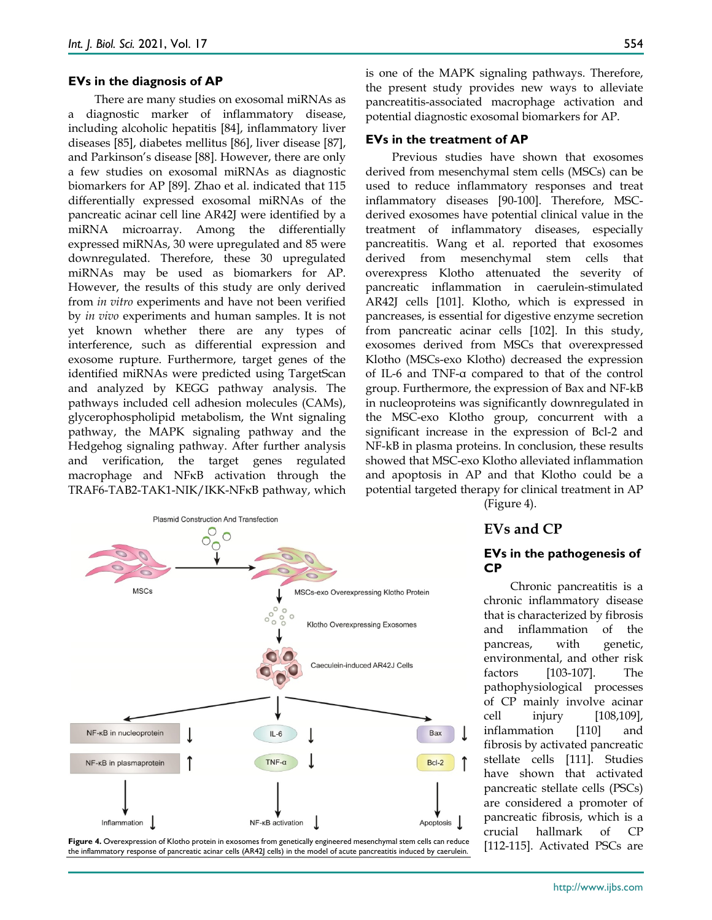### EVs in the diagnosis of AP

There are many studies on exosomal miRNAs as a diagnostic marker of inflammatory disease, including alcoholic hepatitis [84], inflammatory liver diseases [85], diabetes mellitus [86], liver disease [87], and Parkinson's disease [88]. However, there are only a few studies on exosomal miRNAs as diagnostic biomarkers for AP [89]. Zhao et al. indicated that 115 differentially expressed exosomal miRNAs of the pancreatic acinar cell line AR42J were identified by a miRNA microarray. Among the differentially expressed miRNAs, 30 were upregulated and 85 were downregulated. Therefore, these 30 upregulated miRNAs may be used as biomarkers for AP. However, the results of this study are only derived from *in vitro* experiments and have not been verified by *in vivo* experiments and human samples. It is not yet known whether there are any types of interference, such as differential expression and exosome rupture. Furthermore, target genes of the identified miRNAs were predicted using TargetScan and analyzed by KEGG pathway analysis. The pathways included cell adhesion molecules (CAMs), glycerophospholipid metabolism, the Wnt signaling pathway, the MAPK signaling pathway and the Hedgehog signaling pathway. After further analysis and verification, the target genes regulated macrophage and NFκB activation through the TRAF6-TAB2-TAK1-NIK/IKK-NFκB pathway, which is one of the MAPK signaling pathways. Therefore, the present study provides new ways to alleviate pancreatitis-associated macrophage activation and potential diagnostic exosomal biomarkers for AP.

### EVs in the treatment of AP

Previous studies have shown that exosomes derived from mesenchymal stem cells (MSCs) can be used to reduce inflammatory responses and treat inflammatory diseases [90-100]. Therefore, MSC-derived exosomes have potential clinical value in the treatment of inflammatory diseases, especially pancreatitis. Wang et al. reported that exosomes derived from mesenchymal stem cells that overexpress Klotho attenuated the severity of pancreatic inflammation in caerulein-stimulated AR42J cells [101]. Klotho, which is expressed in pancreases, is essential for digestive enzyme secretion from pancreatic acinar cells [102]. In this study, exosomes derived from MSCs that overexpressed Klotho (MSCs-exo Klotho) decreased the expression of IL-6 and TNF-α compared to that of the control group. Furthermore, the expression of Bax and NF-kB in nucleoproteins was significantly downregulated in the MSC-exo Klotho group, concurrent with a significant increase in the expression of Bcl-2 and NF-kB in plasma proteins. In conclusion, these results showed that MSC-exo Klotho alleviated inflammation and apoptosis in AP and that Klotho could be a potential targeted therapy for clinical treatment in AP (Figure 4).

**Figure 4.** Overexpression of Klotho protein in exosomes from genetically engineered mesenchymal stem cells can reduce the inflammatory response of pancreatic acinar cells (AR42J cells) in the model of acute pancreatitis induced by caerulein.

## EVs and CP

### EVs in the pathogenesis of CP

Chronic pancreatitis is a chronic inflammatory disease that is characterized by fibrosis and inflammation of the pancreas, with genetic, environmental, and other risk factors [103-107]. The pathophysiological processes of CP mainly involve acinar cell injury [108,109], inflammation [110] and fibrosis by activated pancreatic stellate cells [111]. Studies have shown that activated pancreatic stellate cells (PSCs) are considered a promoter of pancreatic fibrosis, which is a crucial hallmark of CP [112-115]. Activated PSCs are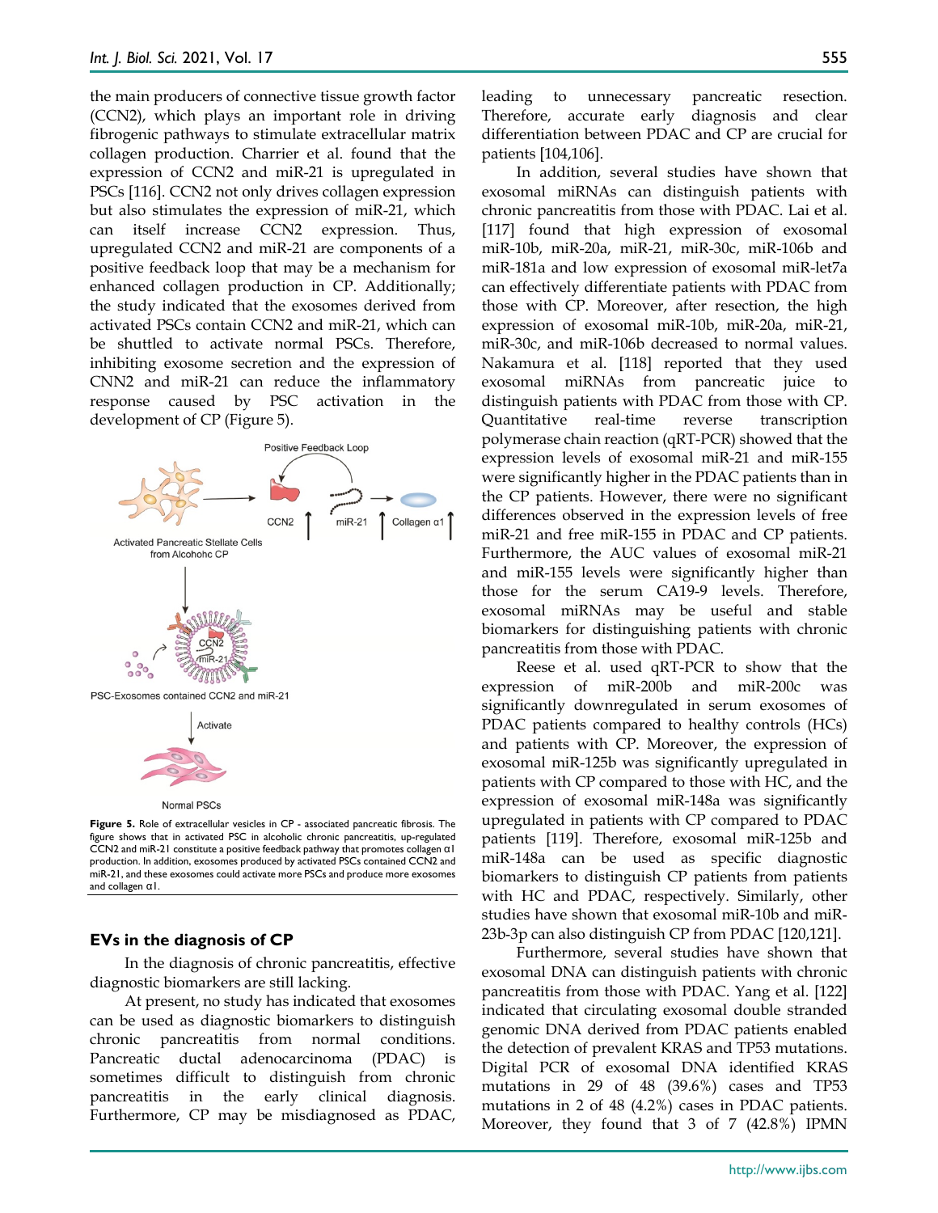the main producers of connective tissue growth factor (CCN2), which plays an important role in driving fibrogenic pathways to stimulate extracellular matrix collagen production. Charrier et al. found that the expression of CCN2 and miR-21 is upregulated in PSCs [116]. CCN2 not only drives collagen expression but also stimulates the expression of miR-21, which can itself increase CCN2 expression. Thus, upregulated CCN2 and miR-21 are components of a positive feedback loop that may be a mechanism for enhanced collagen production in CP. Additionally; the study indicated that the exosomes derived from activated PSCs contain CCN2 and miR-21, which can be shuttled to activate normal PSCs. Therefore, inhibiting exosome secretion and the expression of CNN2 and miR-21 can reduce the inflammatory response caused by PSC activation in the development of CP (Figure 5).

**Figure 5.** Role of extracellular vesicles in CP - associated pancreatic fibrosis. The figure shows that in activated PSC in alcoholic chronic pancreatitis, up-regulated CCN2 and miR-21 constitute a positive feedback pathway that promotes collagen α1 production. In addition, exosomes produced by activated PSCs contained CCN2 and miR-21, and these exosomes could activate more PSCs and produce more exosomes and collagen α1.

### EVs in the diagnosis of CP

In the diagnosis of chronic pancreatitis, effective diagnostic biomarkers are still lacking.

At present, no study has indicated that exosomes can be used as diagnostic biomarkers to distinguish chronic pancreatitis from normal conditions. Pancreatic ductal adenocarcinoma (PDAC) is sometimes difficult to distinguish from chronic pancreatitis in the early clinical diagnosis. Furthermore, CP may be misdiagnosed as PDAC, leading to unnecessary pancreatic resection. Therefore, accurate early diagnosis and clear differentiation between PDAC and CP are crucial for patients [104,106].

In addition, several studies have shown that exosomal miRNAs can distinguish patients with chronic pancreatitis from those with PDAC. Lai et al. [117] found that high expression of exosomal miR-10b, miR-20a, miR-21, miR-30c, miR-106b and miR-181a and low expression of exosomal miR-let7a can effectively differentiate patients with PDAC from those with CP. Moreover, after resection, the high expression of exosomal miR-10b, miR-20a, miR-21, miR-30c, and miR-106b decreased to normal values. Nakamura et al. [118] reported that they used exosomal miRNAs from pancreatic juice to distinguish patients with PDAC from those with CP. Quantitative real-time reverse transcription polymerase chain reaction (qRT-PCR) showed that the expression levels of exosomal miR-21 and miR-155 were significantly higher in the PDAC patients than in the CP patients. However, there were no significant differences observed in the expression levels of free miR-21 and free miR-155 in PDAC and CP patients. Furthermore, the AUC values of exosomal miR-21 and miR-155 levels were significantly higher than those for the serum CA19-9 levels. Therefore, exosomal miRNAs may be useful and stable biomarkers for distinguishing patients with chronic pancreatitis from those with PDAC.

Reese et al. used qRT-PCR to show that the expression of miR-200b and miR-200c was significantly downregulated in serum exosomes of PDAC patients compared to healthy controls (HCs) and patients with CP. Moreover, the expression of exosomal miR-125b was significantly upregulated in patients with CP compared to those with HC, and the expression of exosomal miR-148a was significantly upregulated in patients with CP compared to PDAC patients [119]. Therefore, exosomal miR-125b and miR-148a can be used as specific diagnostic biomarkers to distinguish CP patients from patients with HC and PDAC, respectively. Similarly, other studies have shown that exosomal miR-10b and miR-23b-3p can also distinguish CP from PDAC [120,121].

Furthermore, several studies have shown that exosomal DNA can distinguish patients with chronic pancreatitis from those with PDAC. Yang et al. [122] indicated that circulating exosomal double stranded genomic DNA derived from PDAC patients enabled the detection of prevalent KRAS and TP53 mutations. Digital PCR of exosomal DNA identified KRAS mutations in 29 of 48 (39.6%) cases and TP53 mutations in 2 of 48 (4.2%) cases in PDAC patients. Moreover, they found that 3 of 7 (42.8%) IPMN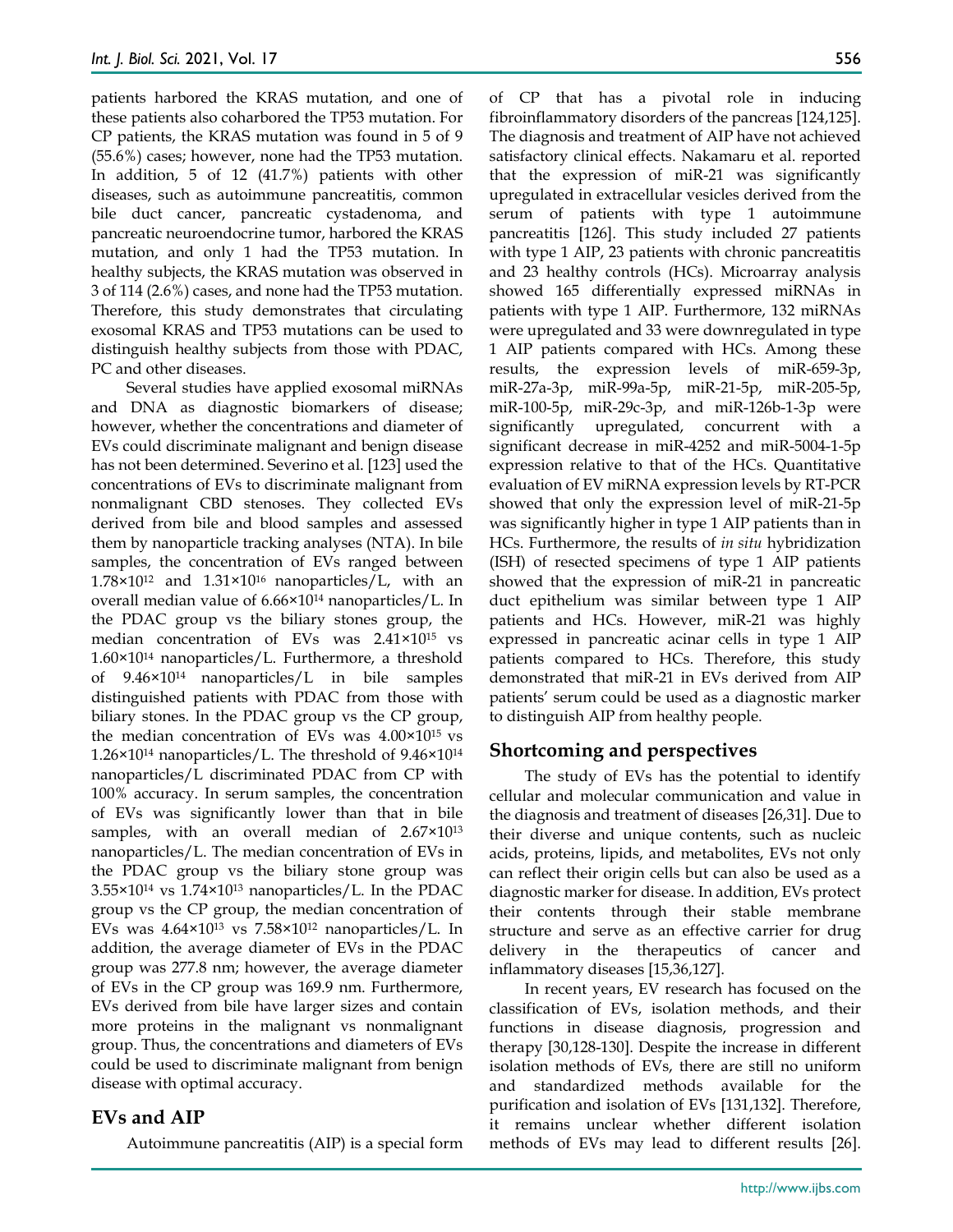patients harbored the KRAS mutation, and one of these patients also coharbored the TP53 mutation. For CP patients, the KRAS mutation was found in 5 of 9 (55.6%) cases; however, none had the TP53 mutation. In addition, 5 of 12 (41.7%) patients with other diseases, such as autoimmune pancreatitis, common bile duct cancer, pancreatic cystadenoma, and pancreatic neuroendocrine tumor, harbored the KRAS mutation, and only 1 had the TP53 mutation. In healthy subjects, the KRAS mutation was observed in 3 of 114 (2.6%) cases, and none had the TP53 mutation. Therefore, this study demonstrates that circulating exosomal KRAS and TP53 mutations can be used to distinguish healthy subjects from those with PDAC, PC and other diseases.

Several studies have applied exosomal miRNAs and DNA as diagnostic biomarkers of disease; however, whether the concentrations and diameter of EVs could discriminate malignant and benign disease has not been determined. Severino et al. [123] used the concentrations of EVs to discriminate malignant from nonmalignant CBD stenoses. They collected EVs derived from bile and blood samples and assessed them by nanoparticle tracking analyses (NTA). In bile samples, the concentration of EVs ranged between $1.78\times10^{12}$ and $1.31\times10^{16}$ nanoparticles/L, with an overall median value of $6.66\times10^{14}$ nanoparticles/L. In the PDAC group vs the biliary stones group, the median concentration of EVs was $2.41\times10^{15}$ vs $1.60\times10^{14}$ nanoparticles/L. Furthermore, a threshold of $9.46\times10^{14}$ nanoparticles/L in bile samples distinguished patients with PDAC from those with biliary stones. In the PDAC group vs the CP group, the median concentration of EVs was $4.00\times10^{15}$ vs $1.26\times10^{14}$ nanoparticles/L. The threshold of $9.46\times10^{14}$ nanoparticles/L discriminated PDAC from CP with 100% accuracy. In serum samples, the concentration of EVs was significantly lower than that in bile samples, with an overall median of $2.67\times10^{13}$ nanoparticles/L. The median concentration of EVs in the PDAC group vs the biliary stone group was $3.55\times10^{14}$ vs $1.74\times10^{13}$ nanoparticles/L. In the PDAC group vs the CP group, the median concentration of EVs was $4.64\times10^{13}$ vs $7.58\times10^{12}$ nanoparticles/L. In addition, the average diameter of EVs in the PDAC group was 277.8 nm; however, the average diameter of EVs in the CP group was 169.9 nm. Furthermore, EVs derived from bile have larger sizes and contain more proteins in the malignant vs nonmalignant group. Thus, the concentrations and diameters of EVs could be used to discriminate malignant from benign disease with optimal accuracy.

## EVs and AIP

Autoimmune pancreatitis (AIP) is a special form of CP that has a pivotal role in inducing fibroinflammatory disorders of the pancreas [124,125]. The diagnosis and treatment of AIP have not achieved satisfactory clinical effects. Nakamaru et al. reported that the expression of miR-21 was significantly upregulated in extracellular vesicles derived from the serum of patients with type 1 autoimmune pancreatitis [126]. This study included 27 patients with type 1 AIP, 23 patients with chronic pancreatitis and 23 healthy controls (HCs). Microarray analysis showed 165 differentially expressed miRNAs in patients with type 1 AIP. Furthermore, 132 miRNAs were upregulated and 33 were downregulated in type 1 AIP patients compared with HCs. Among these results, the expression levels of miR-659-3p, miR-27a-3p, miR-99a-5p, miR-21-5p, miR-205-5p, miR-100-5p, miR-29c-3p, and miR-126b-1-3p were significantly upregulated, concurrent with a significant decrease in miR-4252 and miR-5004-1-5p expression relative to that of the HCs. Quantitative evaluation of EV miRNA expression levels by RT-PCR showed that only the expression level of miR-21-5p was significantly higher in type 1 AIP patients than in HCs. Furthermore, the results of *in situ* hybridization (ISH) of resected specimens of type 1 AIP patients showed that the expression of miR-21 in pancreatic duct epithelium was similar between type 1 AIP patients and HCs. However, miR-21 was highly expressed in pancreatic acinar cells in type 1 AIP patients compared to HCs. Therefore, this study demonstrated that miR-21 in EVs derived from AIP patients' serum could be used as a diagnostic marker to distinguish AIP from healthy people.

## Shortcoming and perspectives

The study of EVs has the potential to identify cellular and molecular communication and value in the diagnosis and treatment of diseases [26,31]. Due to their diverse and unique contents, such as nucleic acids, proteins, lipids, and metabolites, EVs not only can reflect their origin cells but can also be used as a diagnostic marker for disease. In addition, EVs protect their contents through their stable membrane structure and serve as an effective carrier for drug delivery in the therapeutics of cancer and inflammatory diseases [15,36,127].

In recent years, EV research has focused on the classification of EVs, isolation methods, and their functions in disease diagnosis, progression and therapy [30,128-130]. Despite the increase in different isolation methods of EVs, there are still no uniform and standardized methods available for the purification and isolation of EVs [131,132]. Therefore, it remains unclear whether different isolation methods of EVs may lead to different results [26].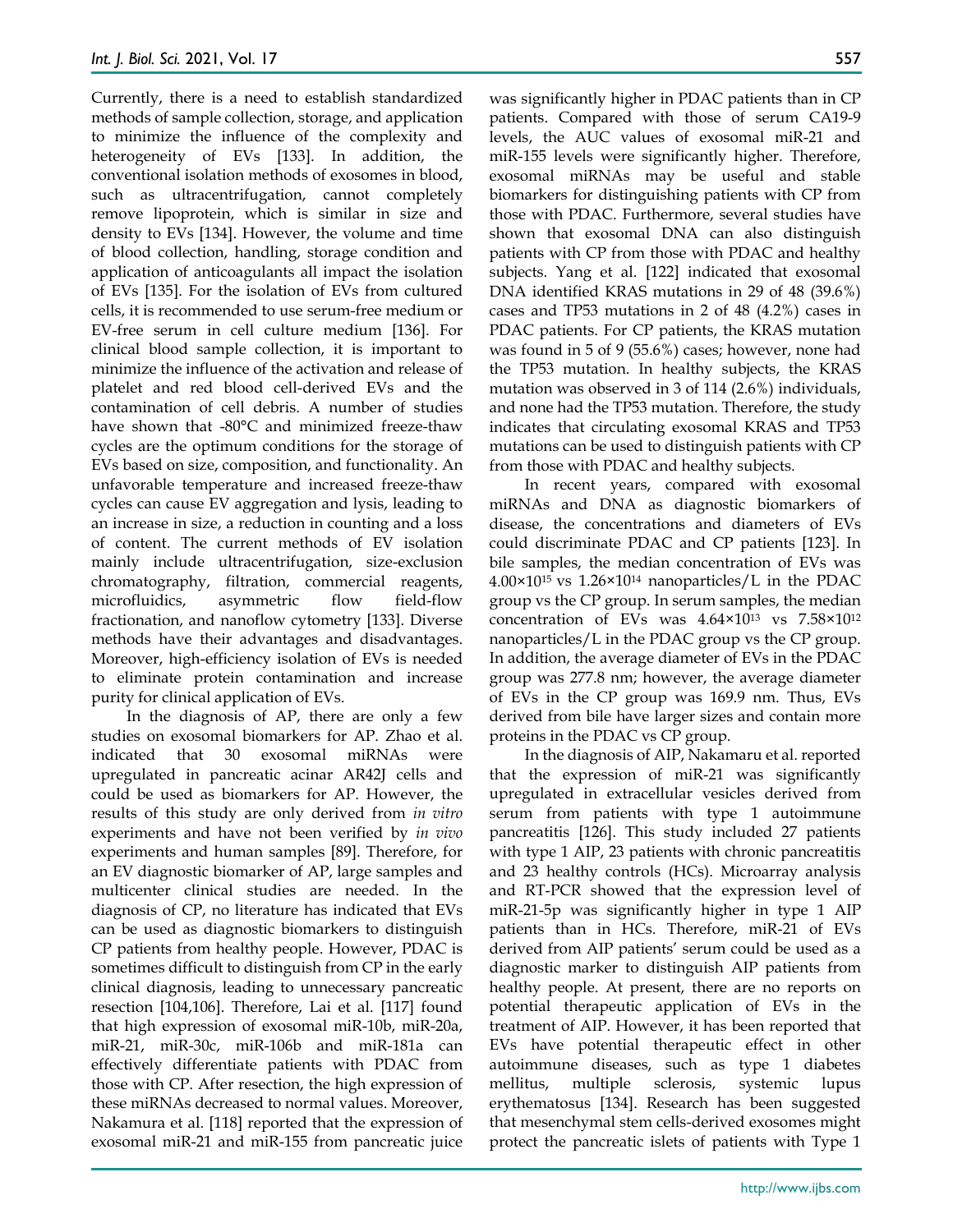Currently, there is a need to establish standardized methods of sample collection, storage, and application to minimize the influence of the complexity and heterogeneity of EVs [133]. In addition, the conventional isolation methods of exosomes in blood, such as ultracentrifugation, cannot completely remove lipoprotein, which is similar in size and density to EVs [134]. However, the volume and time of blood collection, handling, storage condition and application of anticoagulants all impact the isolation of EVs [135]. For the isolation of EVs from cultured cells, it is recommended to use serum-free medium or EV-free serum in cell culture medium [136]. For clinical blood sample collection, it is important to minimize the influence of the activation and release of platelet and red blood cell-derived EVs and the contamination of cell debris. A number of studies have shown that -80°C and minimized freeze-thaw cycles are the optimum conditions for the storage of EVs based on size, composition, and functionality. An unfavorable temperature and increased freeze-thaw cycles can cause EV aggregation and lysis, leading to an increase in size, a reduction in counting and a loss of content. The current methods of EV isolation mainly include ultracentrifugation, size-exclusion chromatography, filtration, commercial reagents, microfluidics, asymmetric flow field-flow fractionation, and nanoflow cytometry [133]. Diverse methods have their advantages and disadvantages. Moreover, high-efficiency isolation of EVs is needed to eliminate protein contamination and increase purity for clinical application of EVs.

In the diagnosis of AP, there are only a few studies on exosomal biomarkers for AP. Zhao et al. indicated that 30 exosomal miRNAs were upregulated in pancreatic acinar AR42J cells and could be used as biomarkers for AP. However, the results of this study are only derived from *in vitro* experiments and have not been verified by *in vivo* experiments and human samples [89]. Therefore, for an EV diagnostic biomarker of AP, large samples and multicenter clinical studies are needed. In the diagnosis of CP, no literature has indicated that EVs can be used as diagnostic biomarkers to distinguish CP patients from healthy people. However, PDAC is sometimes difficult to distinguish from CP in the early clinical diagnosis, leading to unnecessary pancreatic resection [104,106]. Therefore, Lai et al. [117] found that high expression of exosomal miR-10b, miR-20a, miR-21, miR-30c, miR-106b and miR-181a can effectively differentiate patients with PDAC from those with CP. After resection, the high expression of these miRNAs decreased to normal values. Moreover, Nakamura et al. [118] reported that the expression of exosomal miR-21 and miR-155 from pancreatic juice was significantly higher in PDAC patients than in CP patients. Compared with those of serum CA19-9 levels, the AUC values of exosomal miR-21 and miR-155 levels were significantly higher. Therefore, exosomal miRNAs may be useful and stable biomarkers for distinguishing patients with CP from those with PDAC. Furthermore, several studies have shown that exosomal DNA can also distinguish patients with CP from those with PDAC and healthy subjects. Yang et al. [122] indicated that exosomal DNA identified KRAS mutations in 29 of 48 (39.6%) cases and TP53 mutations in 2 of 48 (4.2%) cases in PDAC patients. For CP patients, the KRAS mutation was found in 5 of 9 (55.6%) cases; however, none had the TP53 mutation. In healthy subjects, the KRAS mutation was observed in 3 of 114 (2.6%) individuals, and none had the TP53 mutation. Therefore, the study indicates that circulating exosomal KRAS and TP53 mutations can be used to distinguish patients with CP from those with PDAC and healthy subjects.

In recent years, compared with exosomal miRNAs and DNA as diagnostic biomarkers of disease, the concentrations and diameters of EVs could discriminate PDAC and CP patients [123]. In bile samples, the median concentration of EVs was $4.00\times10^{15}$ vs $1.26\times10^{14}$ nanoparticles/L in the PDAC group vs the CP group. In serum samples, the median concentration of EVs was $4.64\times10^{13}$ vs $7.58\times10^{12}$ nanoparticles/L in the PDAC group vs the CP group. In addition, the average diameter of EVs in the PDAC group was 277.8 nm; however, the average diameter of EVs in the CP group was 169.9 nm. Thus, EVs derived from bile have larger sizes and contain more proteins in the PDAC vs CP group.

In the diagnosis of AIP, Nakamaru et al. reported that the expression of miR-21 was significantly upregulated in extracellular vesicles derived from serum from patients with type 1 autoimmune pancreatitis [126]. This study included 27 patients with type 1 AIP, 23 patients with chronic pancreatitis and 23 healthy controls (HCs). Microarray analysis and RT-PCR showed that the expression level of miR-21-5p was significantly higher in type 1 AIP patients than in HCs. Therefore, miR-21 of EVs derived from AIP patients' serum could be used as a diagnostic marker to distinguish AIP patients from healthy people. At present, there are no reports on potential therapeutic application of EVs in the treatment of AIP. However, it has been reported that EVs have potential therapeutic effect in other autoimmune diseases, such as type 1 diabetes mellitus, multiple sclerosis, systemic lupus erythematosus [134]. Research has been suggested that mesenchymal stem cells-derived exosomes might protect the pancreatic islets of patients with Type 1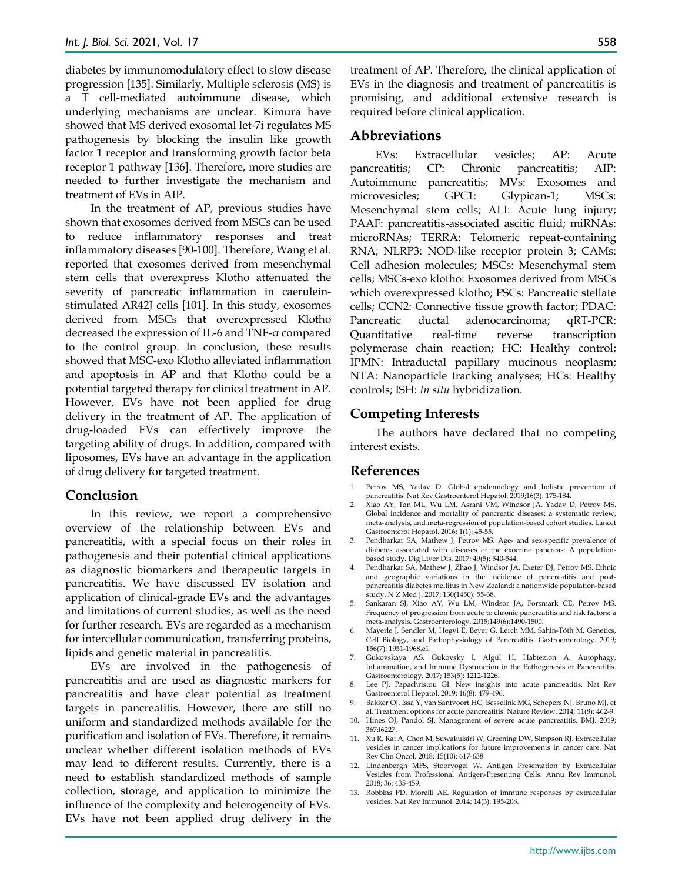diabetes by immunomodulatory effect to slow disease progression [135]. Similarly, Multiple sclerosis (MS) is a T cell-mediated autoimmune disease, which underlying mechanisms are unclear. Kimura have showed that MS derived exosomal let-7i regulates MS pathogenesis by blocking the insulin like growth factor 1 receptor and transforming growth factor beta receptor 1 pathway [136]. Therefore, more studies are needed to further investigate the mechanism and treatment of EVs in AIP.

In the treatment of AP, previous studies have shown that exosomes derived from MSCs can be used to reduce inflammatory responses and treat inflammatory diseases [90-100]. Therefore, Wang et al. reported that exosomes derived from mesenchymal stem cells that overexpress Klotho attenuated the severity of pancreatic inflammation in caerulein-stimulated AR42J cells [101]. In this study, exosomes derived from MSCs that overexpressed Klotho decreased the expression of IL-6 and TNF-α compared to the control group. In conclusion, these results showed that MSC-exo Klotho alleviated inflammation and apoptosis in AP and that Klotho could be a potential targeted therapy for clinical treatment in AP. However, EVs have not been applied for drug delivery in the treatment of AP. The application of drug-loaded EVs can effectively improve the targeting ability of drugs. In addition, compared with liposomes, EVs have an advantage in the application of drug delivery for targeted treatment.

## Conclusion

In this review, we report a comprehensive overview of the relationship between EVs and pancreatitis, with a special focus on their roles in pathogenesis and their potential clinical applications as diagnostic biomarkers and therapeutic targets in pancreatitis. We have discussed EV isolation and application of clinical-grade EVs and the advantages and limitations of current studies, as well as the need for further research. EVs are regarded as a mechanism for intercellular communication, transferring proteins, lipids and genetic material in pancreatitis.

EVs are involved in the pathogenesis of pancreatitis and are used as diagnostic markers for pancreatitis and have clear potential as treatment targets in pancreatitis. However, there are still no uniform and standardized methods available for the purification and isolation of EVs. Therefore, it remains unclear whether different isolation methods of EVs may lead to different results. Currently, there is a need to establish standardized methods of sample collection, storage, and application to minimize the influence of the complexity and heterogeneity of EVs. EVs have not been applied drug delivery in the treatment of AP. Therefore, the clinical application of EVs in the diagnosis and treatment of pancreatitis is promising, and additional extensive research is required before clinical application.

## Abbreviations

EVs: Extracellular vesicles; AP: Acute pancreatitis; CP: Chronic pancreatitis; AIP: Autoimmune pancreatitis; MVs: Exosomes and microvesicles; GPC1: Glypican-1; MSCs: Mesenchymal stem cells; ALI: Acute lung injury; PAAF: pancreatitis-associated ascitic fluid; miRNAs: microRNAs; TERRA: Telomeric repeat-containing RNA; NLRP3: NOD-like receptor protein 3; CAMs: Cell adhesion molecules; MSCs: Mesenchymal stem cells; MSCs-exo klotho: Exosomes derived from MSCs which overexpressed klotho; PSCs: Pancreatic stellate cells; CCN2: Connective tissue growth factor; PDAC: Pancreatic ductal adenocarcinoma; qRT-PCR: Quantitative real-time reverse transcription polymerase chain reaction; HC: Healthy control; IPMN: Intraductal papillary mucinous neoplasm; NTA: Nanoparticle tracking analyses; HCs: Healthy controls; ISH: *In situ* hybridization.

## Competing Interests

The authors have declared that no competing interest exists.

## References

1. Petrov MS, Yadav D. Global epidemiology and holistic prevention of pancreatitis. Nat Rev Gastroenterol Hepatol. 2019;16(3): 175-184.
2. Xiao AY, Tan ML, Wu LM, Asrani VM, Windsor JA, Yadav D, Petrov MS. Global incidence and mortality of pancreatic diseases: a systematic review, meta-analysis, and meta-regression of population-based cohort studies. Lancet Gastroenterol Hepatol. 2016; 1(1): 45-55.
3. Pendharkar SA, Mathew J, Petrov MS. Age- and sex-specific prevalence of diabetes associated with diseases of the exocrine pancreas: A population-based study. Dig Liver Dis. 2017; 49(5): 540-544.
4. Pendharkar SA, Mathew J, Zhao J, Windsor JA, Exeter DJ, Petrov MS. Ethnic and geographic variations in the incidence of pancreatitis and post-pancreatitis diabetes mellitus in New Zealand: a nationwide population-based study. N Z Med J. 2017; 130(1450): 55-68.
5. Sankaran SJ, Xiao AY, Wu LM, Windsor JA, Forsmark CE, Petrov MS. Frequency of progression from acute to chronic pancreatitis and risk factors: a meta-analysis. Gastroenterology. 2015;149(6):1490-1500.
6. Mayerle J, Sendler M, Hegyi E, Beyer G, Lerch MM, Sahin-Tóth M. Genetics, Cell Biology, and Pathophysiology of Pancreatitis. Gastroenterology. 2019; 156(7): 1951-1968.e1.
7. Gukovskaya AS, Gukovsky I, Algül H, Habtezion A. Autophagy, Inflammation, and Immune Dysfunction in the Pathogenesis of Pancreatitis. Gastroenterology. 2017; 153(5): 1212-1226.
8. Lee PJ, Papachristou GI. New insights into acute pancreatitis. Nat Rev Gastroenterol Hepatol. 2019; 16(8): 479-496.
9. Bakker OJ, Issa Y, van Santvoort HC, Besselink MG, Schepers NJ, Bruno MJ, et al. Treatment options for acute pancreatitis. Nature Review. 2014; 11(8): 462-9.
10. Hines OJ, Pandol SJ. Management of severe acute pancreatitis. BMJ. 2019; 367:l6227.
11. Xu R, Rai A, Chen M, Suwakulsiri W, Greening DW, Simpson RJ. Extracellular vesicles in cancer implications for future improvements in cancer care. Nat Rev Clin Oncol. 2018; 15(10): 617-638.
12. Lindenbergh MFS, Stoorvogel W. Antigen Presentation by Extracellular Vesicles from Professional Antigen-Presenting Cells. Annu Rev Immunol. 2018; 36: 435-459.
13. Robbins PD, Morelli AE. Regulation of immune responses by extracellular vesicles. Nat Rev Immunol. 2014; 14(3): 195-208.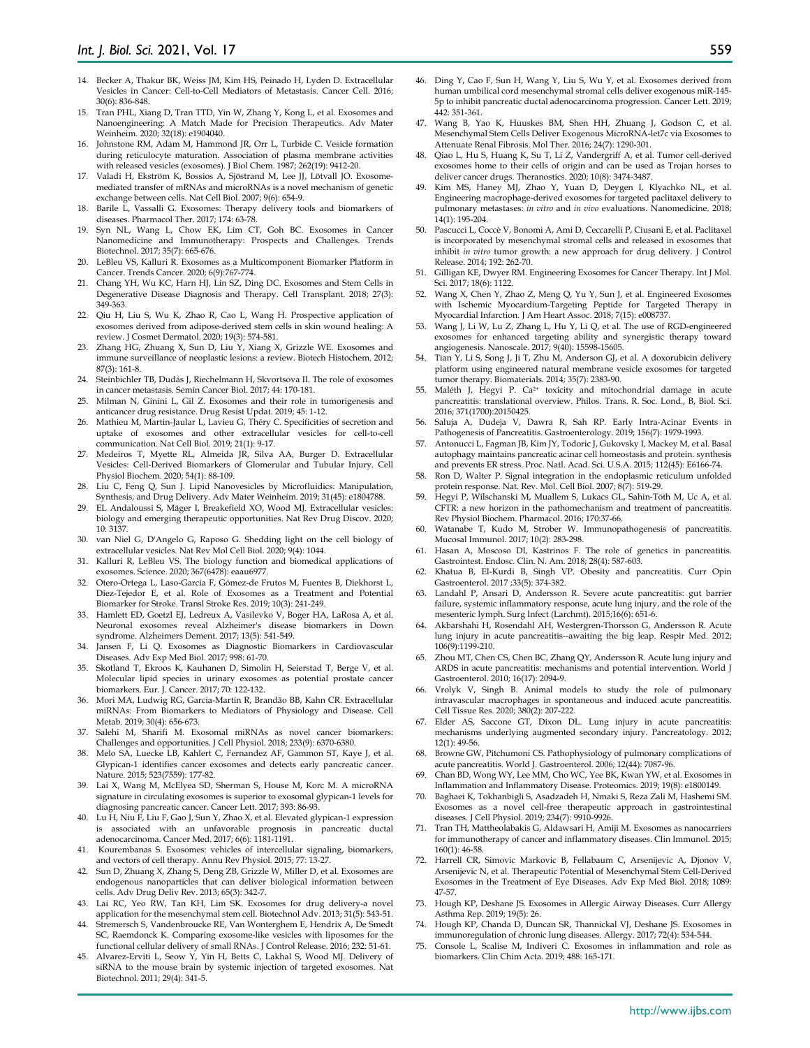14. Becker A, Thakur BK, Weiss JM, Kim HS, Peinado H, Lyden D. Extracellular Vesicles in Cancer: Cell-to-Cell Mediators of Metastasis. Cancer Cell. 2016; 30(6): 836-848.
15. Tran PHL, Xiang D, Tran TTD, Yin W, Zhang Y, Kong L, et al. Exosomes and Nanoengineering: A Match Made for Precision Therapeutics. Adv Mater Weinheim. 2020; 32(18): e1904040.
16. Johnstone RM, Adam M, Hammond JR, Orr L, Turbide C. Vesicle formation during reticulocyte maturation. Association of plasma membrane activities with released vesicles (exosomes). J Biol Chem. 1987; 262(19): 9412-20.
17. Valadi H, Ekström K, Bossios A, Sjöstrand M, Lee JJ, Lötvall JO. Exosome-mediated transfer of mRNAs and microRNAs is a novel mechanism of genetic exchange between cells. Nat Cell Biol. 2007; 9(6): 654-9.
18. Barile L, Vassalli G. Exosomes: Therapy delivery tools and biomarkers of diseases. Pharmacol Ther. 2017; 174: 63-78.
19. Syn NL, Wang L, Chow EK, Lim CT, Goh BC. Exosomes in Cancer Nanomedicine and Immunotherapy: Prospects and Challenges. Trends Biotechnol. 2017; 35(7): 665-676.
20. LeBleu VS, Kalluri R. Exosomes as a Multicomponent Biomarker Platform in Cancer. Trends Cancer. 2020; 6(9):767-774.
21. Chang YH, Wu KC, Harn HJ, Lin SZ, Ding DC. Exosomes and Stem Cells in Degenerative Disease Diagnosis and Therapy. Cell Transplant. 2018; 27(3): 349-363.
22. Qiu H, Liu S, Wu K, Zhao R, Cao L, Wang H. Prospective application of exosomes derived from adipose-derived stem cells in skin wound healing: A review. J Cosmet Dermatol. 2020; 19(3): 574-581.
23. Zhang HG, Zhuang X, Sun D, Liu Y, Xiang X, Grizzle WE. Exosomes and immune surveillance of neoplastic lesions: a review. Biotech Histochem. 2012; 87(3): 161-8.
24. Steinbichler TB, Dudás J, Riechelmann H, Skvortsova II. The role of exosomes in cancer metastasis. Semin Cancer Biol. 2017; 44: 170-181.
25. Milman N, Ginini L, Gil Z. Exosomes and their role in tumorigenesis and anticancer drug resistance. Drug Resist Updat. 2019; 45: 1-12.
26. Mathieu M, Martin-Jaular L, Lavieu G, Théry C. Specificities of secretion and uptake of exosomes and other extracellular vesicles for cell-to-cell communication. Nat Cell Biol. 2019; 21(1): 9-17.
27. Medeiros T, Myette RL, Almeida JR, Silva AA, Burger D. Extracellular Vesicles: Cell-Derived Biomarkers of Glomerular and Tubular Injury. Cell Physiol Biochem. 2020; 54(1): 88-109.
28. Liu C, Feng Q, Sun J. Lipid Nanovesicles by Microfluidics: Manipulation, Synthesis, and Drug Delivery. Adv Mater Weinheim. 2019; 31(45): e1804788.
29. EL Andaloussi S, Mäger I, Breakefield XO, Wood MJ. Extracellular vesicles: biology and emerging therapeutic opportunities. Nat Rev Drug Discov. 2020; 10: 3137.
30. van Niel G, D'Angelo G, Raposo G. Shedding light on the cell biology of extracellular vesicles. Nat Rev Mol Cell Biol. 2020; 9(4): 1044.
31. Kalluri R, LeBleu VS. The biology function and biomedical applications of exosomes. Science. 2020; 367(6478): eaau6977.
32. Otero-Ortega L, Laso-García F, Gómez-de Frutos M, Fuentes B, Diekhorst L, Díez-Tejedor E, et al. Role of Exosomes as a Treatment and Potential Biomarker for Stroke. Transl Stroke Res. 2019; 10(3): 241-249.
33. Hamlett ED, Goetzl EJ, Ledreux A, Vasilevko V, Boger HA, LaRosa A, et al. Neuronal exosomes reveal Alzheimer's disease biomarkers in Down syndrome. Alzheimers Dement. 2017; 13(5): 541-549.
34. Jansen F, Li Q. Exosomes as Diagnostic Biomarkers in Cardiovascular Diseases. Adv Exp Med Biol. 2017; 998: 61-70.
35. Skotland T, Ekroos K, Kauhanen D, Simolin H, Seierstad T, Berge V, et al. Molecular lipid species in urinary exosomes as potential prostate cancer biomarkers. Eur. J. Cancer. 2017; 70: 122-132.
36. Mori MA, Ludwig RG, Garcia-Martin R, Brandão BB, Kahn CR. Extracellular miRNAs: From Biomarkers to Mediators of Physiology and Disease. Cell Metab. 2019; 30(4): 656-673.
37. Salehi M, Sharifi M. Exosomal miRNAs as novel cancer biomarkers: Challenges and opportunities. J Cell Physiol. 2018; 233(9): 6370-6380.
38. Melo SA, Luecke LB, Kahlert C, Fernandez AF, Gammon ST, Kaye J, et al. Glypican-1 identifies cancer exosomes and detects early pancreatic cancer. Nature. 2015; 523(7559): 177-82.
39. Lai X, Wang M, McElyea SD, Sherman S, House M, Korc M. A microRNA signature in circulating exosomes is superior to exosomal glypican-1 levels for diagnosing pancreatic cancer. Cancer Lett. 2017; 393: 86-93.
40. Lu H, Niu F, Liu F, Gao J, Sun Y, Zhao X, et al. Elevated glypican-1 expression is associated with an unfavorable prognosis in pancreatic ductal adenocarcinoma. Cancer Med. 2017; 6(6): 1181-1191.
41. Kourembanas S. Exosomes: vehicles of intercellular signaling, biomarkers, and vectors of cell therapy. Annu Rev Physiol. 2015; 77: 13-27.
42. Sun D, Zhuang X, Zhang S, Deng ZB, Grizzle W, Miller D, et al. Exosomes are endogenous nanoparticles that can deliver biological information between cells. Adv Drug Deliv Rev. 2013; 65(3): 342-7.
43. Lai RC, Yeo RW, Tan KH, Lim SK. Exosomes for drug delivery-a novel application for the mesenchymal stem cell. Biotechnol Adv. 2013; 31(5): 543-51.
44. Stremersch S, Vandenbroucke RE, Van Wonterghem E, Hendrix A, De Smedt SC, Raemdonck K. Comparing exosome-like vesicles with liposomes for the functional cellular delivery of small RNAs. J Control Release. 2016; 232: 51-61.
45. Alvarez-Erviti L, Seow Y, Yin H, Betts C, Lakhal S, Wood MJ. Delivery of siRNA to the mouse brain by systemic injection of targeted exosomes. Nat Biotechnol. 2011; 29(4): 341-5.
46. Ding Y, Cao F, Sun H, Wang Y, Liu S, Wu Y, et al. Exosomes derived from human umbilical cord mesenchymal stromal cells deliver exogenous miR-145-5p to inhibit pancreatic ductal adenocarcinoma progression. Cancer Lett. 2019; 442: 351-361.
47. Wang B, Yao K, Huuskes BM, Shen HH, Zhuang J, Godson C, et al. Mesenchymal Stem Cells Deliver Exogenous MicroRNA-let7c via Exosomes to Attenuate Renal Fibrosis. Mol Ther. 2016; 24(7): 1290-301.
48. Qiao L, Hu S, Huang K, Su T, Li Z, Vandergriff A, et al. Tumor cell-derived exosomes home to their cells of origin and can be used as Trojan horses to deliver cancer drugs. Theranostics. 2020; 10(8): 3474-3487.
49. Kim MS, Haney MJ, Zhao Y, Yuan D, Deygen I, Klyachko NL, et al. Engineering macrophage-derived exosomes for targeted paclitaxel delivery to pulmonary metastases: *in vitro* and *in vivo* evaluations. Nanomedicine. 2018; 14(1): 195-204.
50. Pascucci L, Coccè V, Bonomi A, Ami D, Ceccarelli P, Ciusani E, et al. Paclitaxel is incorporated by mesenchymal stromal cells and released in exosomes that inhibit *in vitro* tumor growth: a new approach for drug delivery. J Control Release. 2014; 192: 262-70.
51. Gilligan KE, Dwyer RM. Engineering Exosomes for Cancer Therapy. Int J Mol. Sci. 2017; 18(6): 1122.
52. Wang X, Chen Y, Zhao Z, Meng Q, Yu Y, Sun J, et al. Engineered Exosomes with Ischemic Myocardium-Targeting Peptide for Targeted Therapy in Myocardial Infarction. J Am Heart Assoc. 2018; 7(15): e008737.
53. Wang J, Li W, Lu Z, Zhang L, Hu Y, Li Q, et al. The use of RGD-engineered exosomes for enhanced targeting ability and synergistic therapy toward angiogenesis. Nanoscale. 2017; 9(40): 15598-15605.
54. Tian Y, Li S, Song J, Ji T, Zhu M, Anderson GJ, et al. A doxorubicin delivery platform using engineered natural membrane vesicle exosomes for targeted tumor therapy. Biomaterials. 2014; 35(7): 2383-90.
55. Maléth J, Hegyi P. $Ca^{2+}$ toxicity and mitochondrial damage in acute pancreatitis: translational overview. Philos. Trans. R. Soc. Lond., B, Biol. Sci. 2016; 371(1700):20150425.
56. Saluja A, Dudeja V, Dawra R, Sah RP. Early Intra-Acinar Events in Pathogenesis of Pancreatitis. Gastroenterology. 2019; 156(7): 1979-1993.
57. Antonucci L, Fagman JB, Kim JY, Todoric J, Gukovsky I, Mackey M, et al. Basal autophagy maintains pancreatic acinar cell homeostasis and protein. synthesis and prevents ER stress. Proc. Natl. Acad. Sci. U.S.A. 2015; 112(45): E6166-74.
58. Ron D, Walter P. Signal integration in the endoplasmic reticulum unfolded protein response. Nat. Rev. Mol. Cell Biol. 2007; 8(7): 519-29.
59. Hegyi P, Wilschanski M, Muallem S, Lukacs GL, Sahin-Tóth M, Uc A, et al. CFTR: a new horizon in the pathomechanism and treatment of pancreatitis. Rev Physiol Biochem. Pharmacol. 2016; 170:37-66.
60. Watanabe T, Kudo M, Strober W. Immunopathogenesis of pancreatitis. Mucosal Immunol. 2017; 10(2): 283-298.
61. Hasan A, Moscoso DI, Kastrinos F. The role of genetics in pancreatitis. Gastrointest. Endosc. Clin. N. Am. 2018; 28(4): 587-603.
62. Khatua B, El-Kurdi B, Singh VP. Obesity and pancreatitis. Curr Opin Gastroenterol. 2017 ;33(5): 374-382.
63. Landahl P, Ansari D, Andersson R. Severe acute pancreatitis: gut barrier failure, systemic inflammatory response, acute lung injury, and the role of the mesenteric lymph. Surg Infect (Larchmt). 2015;16(6): 651-6.
64. Akbarshahi H, Rosendahl AH, Westergren-Thorsson G, Andersson R. Acute lung injury in acute pancreatitis--awaiting the big leap. Respir Med. 2012; 106(9):1199-210.
65. Zhou MT, Chen CS, Chen BC, Zhang QY, Andersson R. Acute lung injury and ARDS in acute pancreatitis: mechanisms and potential intervention. World J Gastroenterol. 2010; 16(17): 2094-9.
66. Vrolyk V, Singh B. Animal models to study the role of pulmonary intravascular macrophages in spontaneous and induced acute pancreatitis. Cell Tissue Res. 2020; 380(2): 207-222.
67. Elder AS, Saccone GT, Dixon DL. Lung injury in acute pancreatitis: mechanisms underlying augmented secondary injury. Pancreatology. 2012; 12(1): 49-56.
68. Browne GW, Pitchumoni CS. Pathophysiology of pulmonary complications of acute pancreatitis. World J. Gastroenterol. 2006; 12(44): 7087-96.
69. Chan BD, Wong WY, Lee MM, Cho WC, Yee BK, Kwan YW, et al. Exosomes in Inflammation and Inflammatory Disease. Proteomics. 2019; 19(8): e1800149.
70. Baghaei K, Tokhanbigli S, Asadzadeh H, Nmaki S, Reza Zali M, Hashemi SM. Exosomes as a novel cell-free therapeutic approach in gastrointestinal diseases. J Cell Physiol. 2019; 234(7): 9910-9926.
71. Tran TH, Mattheolabakis G, Aldawsari H, Amiji M. Exosomes as nanocarriers for immunotherapy of cancer and inflammatory diseases. Clin Immunol. 2015; 160(1): 46-58.
72. Harrell CR, Simovic Markovic B, Fellabaum C, Arsenijevic A, Djonov V, Arsenijevic N, et al. Therapeutic Potential of Mesenchymal Stem Cell-Derived Exosomes in the Treatment of Eye Diseases. Adv Exp Med Biol. 2018; 1089: 47-57.
73. Hough KP, Deshane JS. Exosomes in Allergic Airway Diseases. Curr Allergy Asthma Rep. 2019; 19(5): 26.
74. Hough KP, Chanda D, Duncan SR, Thannickal VJ, Deshane JS. Exosomes in immunoregulation of chronic lung diseases. Allergy. 2017; 72(4): 534-544.
75. Console L, Scalise M, Indiveri C. Exosomes in inflammation and role as biomarkers. Clin Chim Acta. 2019; 488: 165-171.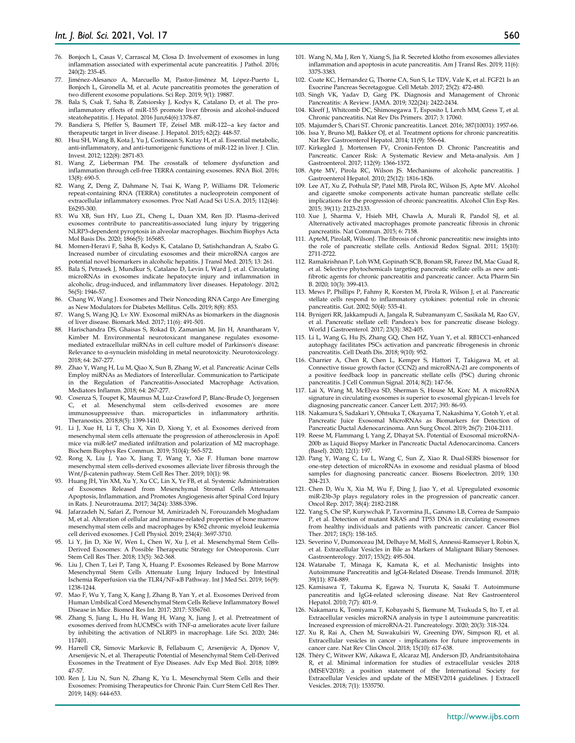76. Bonjoch L, Casas V, Carrascal M, Closa D. Involvement of exosomes in lung inflammation associated with experimental acute pancreatitis. J Pathol. 2016; 240(2): 235-45.
77. Jiménez-Alesanco A, Marcuello M, Pastor-Jiménez M, López-Puerto L, Bonjoch L, Gironella M, et al. Acute pancreatitis promotes the generation of two different exosome populations. Sci Rep. 2019; 9(1): 19887.
78. Bala S, Csak T, Saha B, Zatsiorsky J, Kodys K, Catalano D, et al. The pro-inflammatory effects of miR-155 promote liver fibrosis and alcohol-induced steatohepatitis. J. Hepatol. 2016 Jun;64(6):1378-87.
79. Bandiera S, Pfeffer S, Baumert TF, Zeisel MB. miR-122--a key factor and therapeutic target in liver disease. J. Hepatol. 2015; 62(2): 448-57.
80. Hsu SH, Wang B, Kota J, Yu J, Costinean S, Kutay H, et al. Essential metabolic, anti-inflammatory, and anti-tumorigenic functions of miR-122 in liver. J. Clin. Invest. 2012; 122(8): 2871-83.
81. Wang Z, Lieberman PM. The crosstalk of telomere dysfunction and inflammation through cell-free TERRA containing exosomes. RNA Biol. 2016; 13(8): 690-5.
82. Wang Z, Deng Z, Dahmane N, Tsai K, Wang P, Williams DR. Telomeric repeat-containing RNA (TERRA) constitutes a nucleoprotein component of extracellular inflammatory exosomes. Proc Natl Acad Sci U.S.A. 2015; 112(46): E6293-300.
83. Wu XB, Sun HY, Luo ZL, Cheng L, Duan XM, Ren JD. Plasma-derived exosomes contribute to pancreatitis-associated lung injury by triggering NLRP3-dependent pyroptosis in alveolar macrophages. Biochim Biophys Acta Mol Basis Dis. 2020; 1866(5): 165685.
84. Momen-Heravi F, Saha B, Kodys K, Catalano D, Satishchandran A, Szabo G. Increased number of circulating exosomes and their microRNA cargos are potential novel biomarkers in alcoholic hepatitis. J Transl Med. 2015; 13: 261.
85. Bala S, Petrasek J, Mundkur S, Catalano D, Levin I, Ward J, et al. Circulating microRNAs in exosomes indicate hepatocyte injury and inflammation in alcoholic, drug-induced, and inflammatory liver diseases. Hepatology. 2012; 56(5): 1946-57.
86. Chang W, Wang J. Exosomes and Their Noncoding RNA Cargo Are Emerging as New Modulators for Diabetes Mellitus. Cells. 2019; 8(8): 853.
87. Wang S, Wang JQ, Lv XW. Exosomal miRNAs as biomarkers in the diagnosis of liver disease. Biomark Med. 2017; 11(6): 491-501.
88. Harischandra DS, Ghaisas S, Rokad D, Zamanian M, Jin H, Anantharam V, Kimber M. Environmental neurotoxicant manganese regulates exosome-mediated extracellular miRNAs in cell culture model of Parkinson's disease: Relevance to α-synuclein misfolding in metal neurotoxicity. Neurotoxicology. 2018; 64: 267-277.
89. Zhao Y, Wang H, Lu M, Qiao X, Sun B, Zhang W, et al. Pancreatic Acinar Cells Employ miRNAs as Mediators of Intercellular. Communication to Participate in the Regulation of Pancreatitis-Associated Macrophage Activation. Mediators Inflamm. 2018; 64: 267-277.
90. Cosenza S, Toupet K, Maumus M, Luz-Crawford P, Blanc-Brude O, Jorgensen C, et al. Mesenchymal stem cells-derived exosomes are more immunosuppressive than. microparticles in inflammatory arthritis. Theranostics. 2018;8(5): 1399-1410.
91. Li J, Xue H, Li T, Chu X, Xin D, Xiong Y, et al. Exosomes derived from mesenchymal stem cells attenuate the progression of atherosclerosis in ApoE mice via miR-let7 mediated infiltration and polarization of M2 macrophage. Biochem Biophys Res Commun. 2019; 510(4): 565-572.
92. Rong X, Liu J, Yao X, Jiang T, Wang Y, Xie F. Human bone marrow mesenchymal stem cells-derived exosomes alleviate liver fibrosis through the Wnt/β-catenin pathway. Stem Cell Res Ther. 2019; 10(1): 98.
93. Huang JH, Yin XM, Xu Y, Xu CC, Lin X, Ye FB, et al. Systemic Administration of Exosomes Released from Mesenchymal Stromal Cells Attenuates Apoptosis, Inflammation, and Promotes Angiogenesis after Spinal Cord Injury in Rats. J. Neurotrauma. 2017; 34(24): 3388-3396.
94. Jafarzadeh N, Safari Z, Pornour M, Amirizadeh N, Forouzandeh Moghadam M, et al. Alteration of cellular and immune-related properties of bone marrow mesenchymal stem cells and macrophages by K562 chronic myeloid leukemia cell derived exosomes. J Cell Physiol. 2019; 234(4): 3697-3710.
95. Li Y, Jin D, Xie W, Wen L, Chen W, Xu J, et al. Mesenchymal Stem Cells-Derived Exosomes: A Possible Therapeutic Strategy for Osteoporosis. Curr Stem Cell Res Ther. 2018; 13(5): 362-368.
96. Liu J, Chen T, Lei P, Tang X, Huang P. Exosomes Released by Bone Marrow Mesenchymal Stem Cells Attenuate Lung Injury Induced by Intestinal Ischemia Reperfusion via the TLR4/NF-κB Pathway. Int J Med Sci. 2019; 16(9): 1238-1244.
97. Mao F, Wu Y, Tang X, Kang J, Zhang B, Yan Y, et al. Exosomes Derived from Human Umbilical Cord Mesenchymal Stem Cells Relieve Inflammatory Bowel Disease in Mice. Biomed Res Int. 2017; 2017: 5356760.
98. Zhang S, Jiang L, Hu H, Wang H, Wang X, Jiang J, et al. Pretreatment of exosomes derived from hUCMSCs with TNF-α ameliorates acute liver failure by inhibiting the activation of NLRP3 in macrophage. Life Sci. 2020; 246: 117401.
99. Harrell CR, Simovic Markovic B, Fellabaum C, Arsenijevic A, Djonov V, Arsenijevic N, et al. Therapeutic Potential of Mesenchymal Stem Cell-Derived Exosomes in the Treatment of Eye Diseases. Adv Exp Med Biol. 2018; 1089: 47-57.
100. Ren J, Liu N, Sun N, Zhang K, Yu L. Mesenchymal Stem Cells and their Exosomes: Promising Therapeutics for Chronic Pain. Curr Stem Cell Res Ther. 2019; 14(8): 644-653.
101. Wang N, Ma J, Ren Y, Xiang S, Jia R. Secreted klotho from exosomes alleviates inflammation and apoptosis in acute pancreatitis. Am J Transl Res. 2019; 11(6): 3375-3383.
102. Coate KC, Hernandez G, Thorne CA, Sun S, Le TDV, Vale K, et al. FGF21 Is an Exocrine Pancreas Secretagogue. Cell Metab. 2017; 25(2): 472-480.
103. Singh VK, Yadav D, Garg PK. Diagnosis and Management of Chronic Pancreatitis: A Review. JAMA. 2019; 322(24): 2422-2434.
104. Kleeff J, Whitcomb DC, Shimosegawa T, Esposito I, Lerch MM, Gress T, et al. Chronic pancreatitis. Nat Rev Dis Primers. 2017; 3: 17060.
105. Majumder S, Chari ST. Chronic pancreatitis. Lancet. 2016; 387(10031): 1957-66.
106. Issa Y, Bruno MJ, Bakker OJ, et al. Treatment options for chronic pancreatitis. Nat Rev Gastroenterol Hepatol. 2014; 11(9): 556-64.
107. Kirkegård J, Mortensen FV, Cronin-Fenton D. Chronic Pancreatitis and Pancreatic. Cancer Risk: A Systematic Review and Meta-analysis. Am J Gastroenterol. 2017; 112(9): 1366-1372.
108. Apte MV, Pirola RC, Wilson JS. Mechanisms of alcoholic pancreatitis. J Gastroenterol Hepatol. 2010; 25(12): 1816-1826.
109. Lee AT, Xu Z, Pothula SP, Patel MB, Pirola RC, Wilson JS, Apte MV. Alcohol and cigarette smoke components activate human pancreatic stellate cells: implications for the progression of chronic pancreatitis. Alcohol Clin Exp Res. 2015; 39(11): 2123-2133.
110. Xue J, Sharma V, Hsieh MH, Chawla A, Murali R, Pandol SJ, et al. Alternatively activated macrophages promote pancreatic fibrosis in chronic pancreatitis. Nat Commun. 2015; 6: 7158.
111. ApteM, PirolaR, WilsonJ. The fibrosis of chronic pancreatitis: new insights into the role of pancreatic stellate cells. Antioxid Redox Signal. 2011; 15(10): 2711-2722.
112. Ramakrishnan P, Loh WM, Gopinath SCB, Bonam SR, Fareez IM, Mac Guad R, et al. Selective phytochemicals targeting pancreatic stellate cells as new anti-fibrotic agents for chronic pancreatitis and pancreatic cancer. Acta Pharm Sin B. 2020; 10(3): 399-413.
113. Mews P, Phillips P, Fahmy R, Korsten M, Pirola R, Wilson J, et al. Pancreatic stellate cells respond to inflammatory cytokines: potential role in chronic pancreatitis. Gut. 2002; 50(4): 535-41.
114. Bynigeri RR, Jakkampudi A, Jangala R, Subramanyam C, Sasikala M, Rao GV, et al. Pancreatic stellate cell: Pandora's box for pancreatic disease biology. World J Gastroenterol. 2017; 23(3): 382-405.
115. Li L, Wang G, Hu JS, Zhang GQ, Chen HZ, Yuan Y, et al. RB1CC1-enhanced autophagy facilitates PSCs activation and pancreatic fibrogenesis in chronic pancreatitis. Cell Death Dis. 2018; 9(10): 952.
116. Charrier A, Chen R, Chen L, Kemper S, Hattori T, Takigawa M, et al. Connective tissue growth factor (CCN2) and microRNA-21 are components of a positive feedback loop in pancreatic stellate cells (PSC) during chronic pancreatitis. J Cell Commun Signal. 2014; 8(2): 147-56.
117. Lai X, Wang M, McElyea SD, Sherman S, House M, Korc M. A microRNA signature in circulating exosomes is superior to exosomal glypican-1 levels for diagnosing pancreatic cancer. Cancer Lett. 2017; 393: 86-93.
118. Nakamura S, Sadakari Y, Ohtsuka T, Okayama T, Nakashima Y, Gotoh Y, et al. Pancreatic Juice Exosomal MicroRNAs as Biomarkers for Detection of Pancreatic Ductal Adenocarcinoma. Ann Surg Oncol. 2019; 26(7): 2104-2111.
119. Reese M, Flammang I, Yang Z, Dhayat SA. Potential of Exosomal microRNA-200b as Liquid Biopsy Marker in Pancreatic Ductal Adenocarcinoma. Cancers (Basel). 2020; 12(1): 197.
120. Pang Y, Wang C, Lu L, Wang C, Sun Z, Xiao R. Dual-SERS biosensor for one-step detection of microRNAs in exosome and residual plasma of blood samples for diagnosing pancreatic cancer. Biosens Bioelectron. 2019; 130: 204-213.
121. Chen D, Wu X, Xia M, Wu F, Ding J, Jiao Y, et al. Upregulated exosomic miR-23b-3p plays regulatory roles in the progression of pancreatic cancer. Oncol Rep. 2017; 38(4): 2182-2188.
122. Yang S, Che SP, Kurywchak P, Tavormina JL, Gansmo LB, Correa de Sampaio P, et al. Detection of mutant KRAS and TP53 DNA in circulating exosomes from healthy individuals and patients with pancreatic cancer. Cancer Biol Ther. 2017; 18(3): 158-165.
123. Severino V, Dumonceau JM, Delhaye M, Moll S, Annessi-Ramseyer I, Robin X, et al. Extracellular Vesicles in Bile as Markers of Malignant Biliary Stenoses. Gastroenterology. 2017; 153(2): 495-504.
124. Watanabe T, Minaga K, Kamata K, et al. Mechanistic Insights into Autoimmune Pancreatitis and IgG4-Related Disease. Trends Immunol. 2018; 39(11): 874-889.
125. Kamisawa T, Takuma K, Egawa N, Tsuruta K, Sasaki T. Autoimmune pancreatitis and IgG4-related sclerosing disease. Nat Rev Gastroenterol Hepatol. 2010; 7(7): 401-9.
126. Nakamaru K, Tomiyama T, Kobayashi S, Ikemune M, Tsukuda S, Ito T, et al. Extracellular vesicles microRNA analysis in type 1 autoimmune pancreatitis: Increased expression of microRNA-21. Pancreatology. 2020; 20(3): 318-324.
127. Xu R, Rai A, Chen M, Suwakulsiri W, Greening DW, Simpson RJ, et al. Extracellular vesicles in cancer - implications for future improvements in cancer care. Nat Rev Clin Oncol. 2018; 15(10): 617-638.
128. Théry C, Witwer KW, Aikawa E, Alcaraz MJ, Anderson JD, Andriantsitohaina R, et al. Minimal information for studies of extracellular vesicles 2018 (MISEV2018): a position statement of the International Society for Extracellular Vesicles and update of the MISEV2014 guidelines. J Extracell Vesicles. 2018; 7(1): 1535750.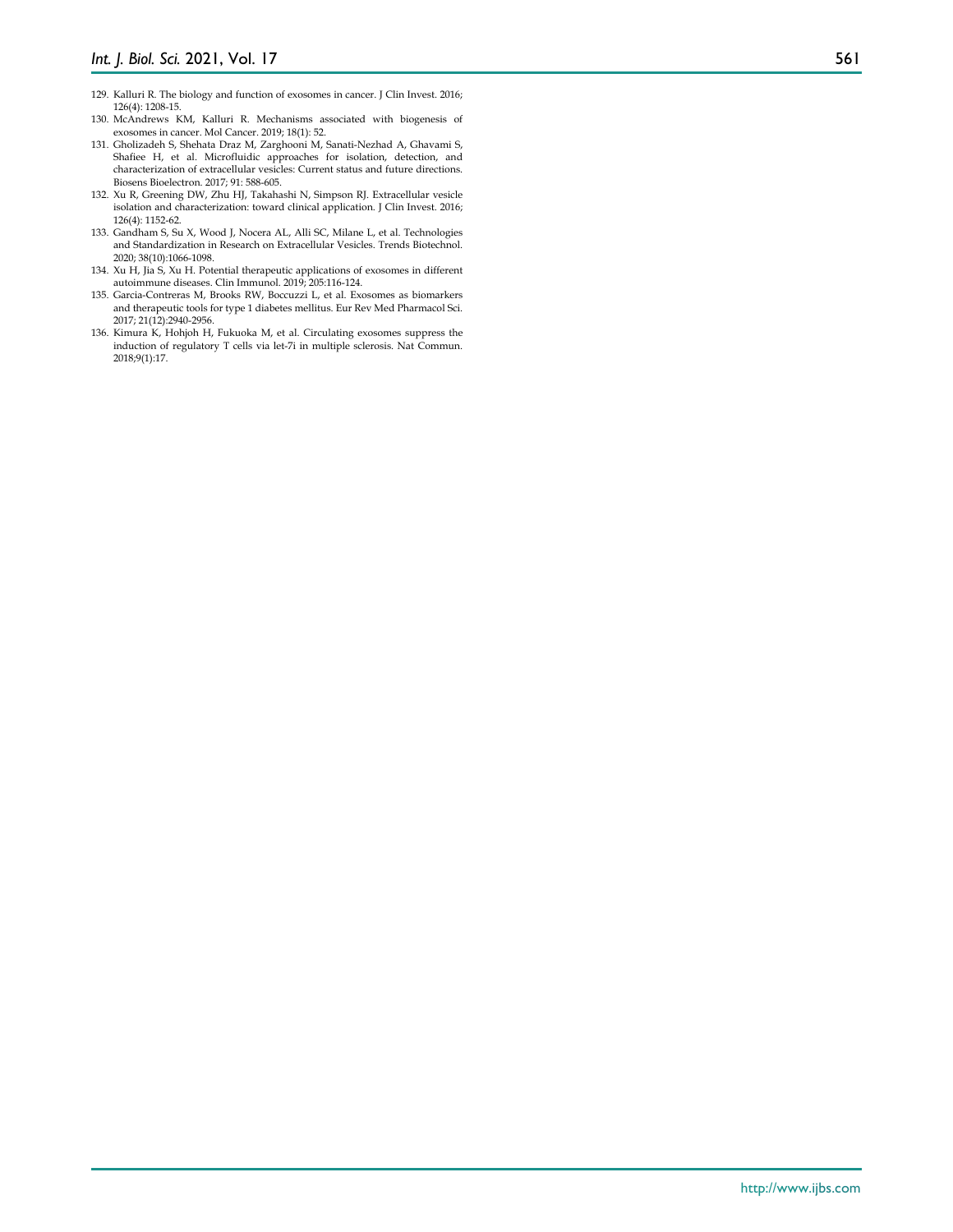129. Kalluri R. The biology and function of exosomes in cancer. J Clin Invest. 2016; 126(4): 1208-15.
130. McAndrews KM, Kalluri R. Mechanisms associated with biogenesis of exosomes in cancer. Mol Cancer. 2019; 18(1): 52.
131. Gholizadeh S, Shehata Draz M, Zarghooni M, Sanati-Nezhad A, Ghavami S, Shafiee H, et al. Microfluidic approaches for isolation, detection, and characterization of extracellular vesicles: Current status and future directions. Biosens Bioelectron. 2017; 91: 588-605.
132. Xu R, Greening DW, Zhu HJ, Takahashi N, Simpson RJ. Extracellular vesicle isolation and characterization: toward clinical application. J Clin Invest. 2016; 126(4): 1152-62.
133. Gandham S, Su X, Wood J, Nocera AL, Alli SC, Milane L, et al. Technologies and Standardization in Research on Extracellular Vesicles. Trends Biotechnol. 2020; 38(10):1066-1098.
134. Xu H, Jia S, Xu H. Potential therapeutic applications of exosomes in different autoimmune diseases. Clin Immunol. 2019; 205:116-124.
135. Garcia-Contreras M, Brooks RW, Boccuzzi L, et al. Exosomes as biomarkers and therapeutic tools for type 1 diabetes mellitus. Eur Rev Med Pharmacol Sci. 2017; 21(12):2940-2956.
136. Kimura K, Hohjoh H, Fukuoka M, et al. Circulating exosomes suppress the induction of regulatory T cells via let-7i in multiple sclerosis. Nat Commun. 2018;9(1):17.